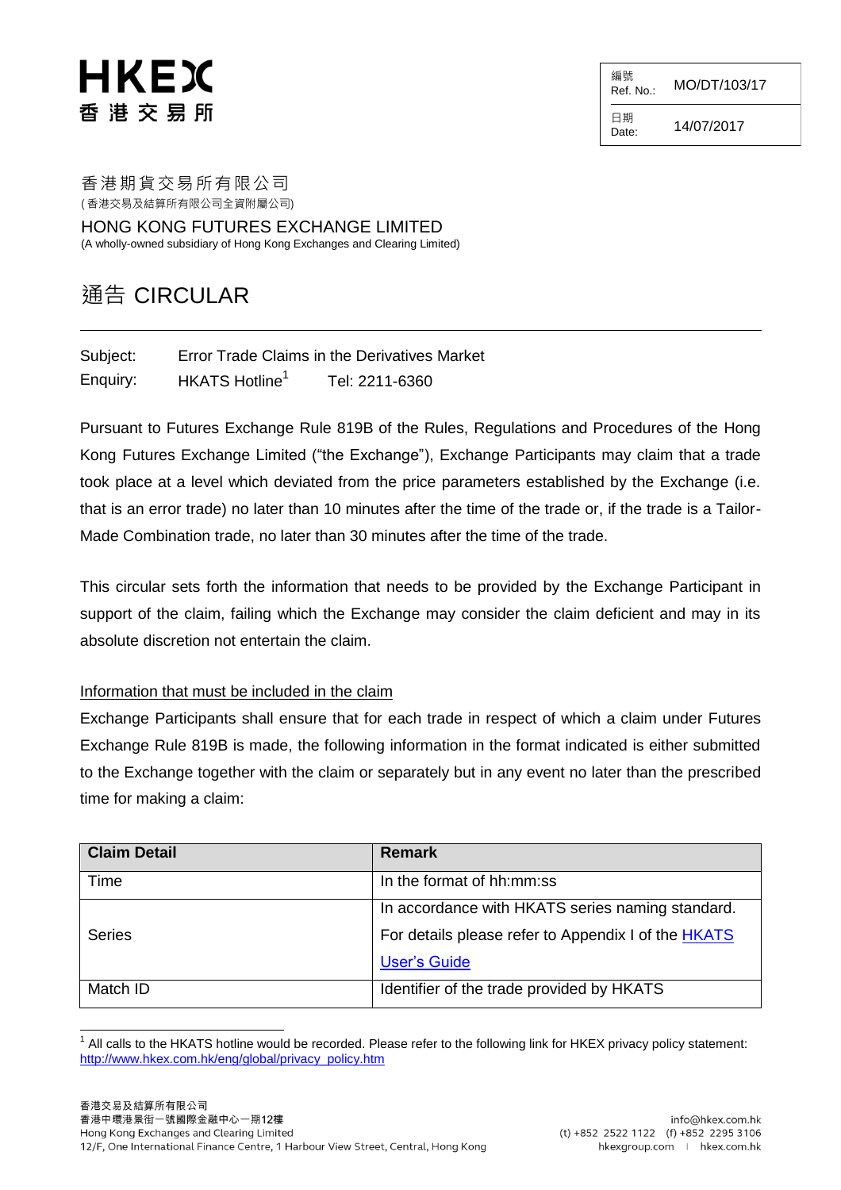# HKEX
# 香港交易所

| 編號 Ref. No.: | MO/DT/103/17 |
|---|---|
| 日期 Date: | 14/07/2017 |

香港期貨交易所有限公司
(香港交易及結算所有限公司全資附屬公司)

HONG KONG FUTURES EXCHANGE LIMITED
(A wholly-owned subsidiary of Hong Kong Exchanges and Clearing Limited)

## 通告 CIRCULAR

Subject: Error Trade Claims in the Derivatives Market

Enquiry: HKATS Hotline[1] Tel: 2211-6360

Pursuant to Futures Exchange Rule 819B of the Rules, Regulations and Procedures of the Hong Kong Futures Exchange Limited ("the Exchange"), Exchange Participants may claim that a trade took place at a level which deviated from the price parameters established by the Exchange (i.e. that is an error trade) no later than 10 minutes after the time of the trade or, if the trade is a Tailor-Made Combination trade, no later than 30 minutes after the time of the trade.

This circular sets forth the information that needs to be provided by the Exchange Participant in support of the claim, failing which the Exchange may consider the claim deficient and may in its absolute discretion not entertain the claim.

Information that must be included in the claim

Exchange Participants shall ensure that for each trade in respect of which a claim under Futures Exchange Rule 819B is made, the following information in the format indicated is either submitted to the Exchange together with the claim or separately but in any event no later than the prescribed time for making a claim:

| Claim Detail | Remark |
|---|---|
| Time | In the format of hh:mm:ss |
| Series | In accordance with HKATS series naming standard. For details please refer to Appendix I of the HKATS User's Guide |
| Match ID | Identifier of the trade provided by HKATS |

[1] All calls to the HKATS hotline would be recorded. Please refer to the following link for HKEX privacy policy statement: http://www.hkex.com.hk/eng/global/privacy_policy.htm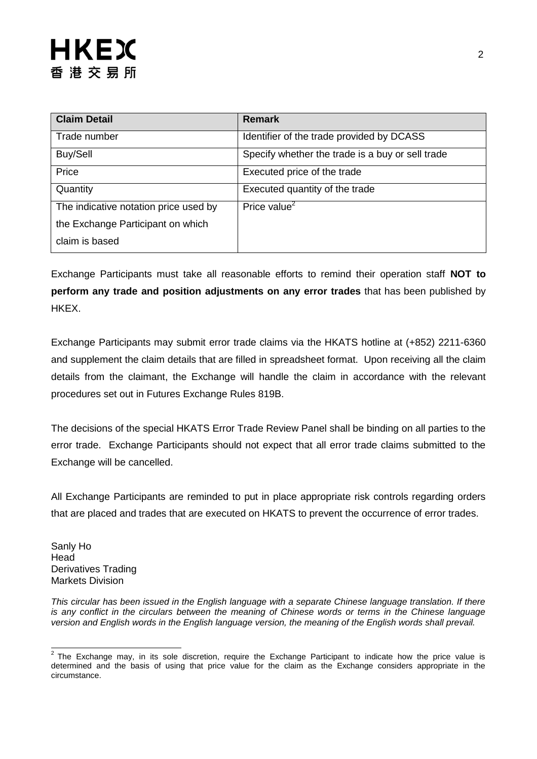| Claim Detail | Remark |
|---|---|
| Trade number | Identifier of the trade provided by DCASS |
| Buy/Sell | Specify whether the trade is a buy or sell trade |
| Price | Executed price of the trade |
| Quantity | Executed quantity of the trade |
| The indicative notation price used by the Exchange Participant on which claim is based | Price value[2] |

Exchange Participants must take all reasonable efforts to remind their operation staff **NOT to perform any trade and position adjustments on any error trades** that has been published by HKEX.

Exchange Participants may submit error trade claims via the HKATS hotline at (+852) 2211-6360 and supplement the claim details that are filled in spreadsheet format. Upon receiving all the claim details from the claimant, the Exchange will handle the claim in accordance with the relevant procedures set out in Futures Exchange Rules 819B.

The decisions of the special HKATS Error Trade Review Panel shall be binding on all parties to the error trade. Exchange Participants should not expect that all error trade claims submitted to the Exchange will be cancelled.

All Exchange Participants are reminded to put in place appropriate risk controls regarding orders that are placed and trades that are executed on HKATS to prevent the occurrence of error trades.

Sanly Ho
Head
Derivatives Trading
Markets Division

*This circular has been issued in the English language with a separate Chinese language translation. If there is any conflict in the circulars between the meaning of Chinese words or terms in the Chinese language version and English words in the English language version, the meaning of the English words shall prevail.*

[2] The Exchange may, in its sole discretion, require the Exchange Participant to indicate how the price value is determined and the basis of using that price value for the claim as the Exchange considers appropriate in the circumstance.